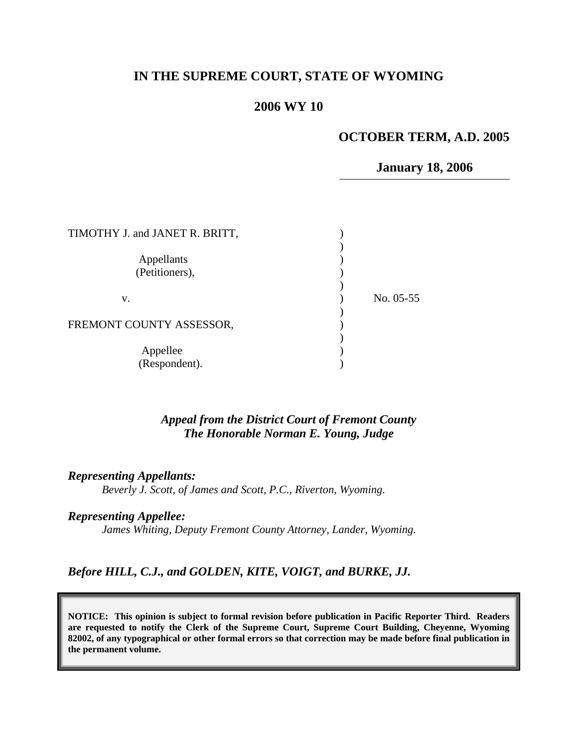# IN THE SUPREME COURT, STATE OF WYOMING

## 2006 WY 10

**OCTOBER TERM, A.D. 2005**

**January 18, 2006**

TIMOTHY J. and JANET R. BRITT,

Appellants
(Petitioners),

v.

FREMONT COUNTY ASSESSOR,

Appellee
(Respondent).

No. 05-55

***Appeal from the District Court of Fremont County***
***The Honorable Norman E. Young, Judge***

***Representing Appellants:***
*Beverly J. Scott, of James and Scott, P.C., Riverton, Wyoming.*

***Representing Appellee:***
*James Whiting, Deputy Fremont County Attorney, Lander, Wyoming.*

***Before HILL, C.J., and GOLDEN, KITE, VOIGT, and BURKE, JJ.***

**NOTICE: This opinion is subject to formal revision before publication in Pacific Reporter Third. Readers are requested to notify the Clerk of the Supreme Court, Supreme Court Building, Cheyenne, Wyoming 82002, of any typographical or other formal errors so that correction may be made before final publication in the permanent volume.**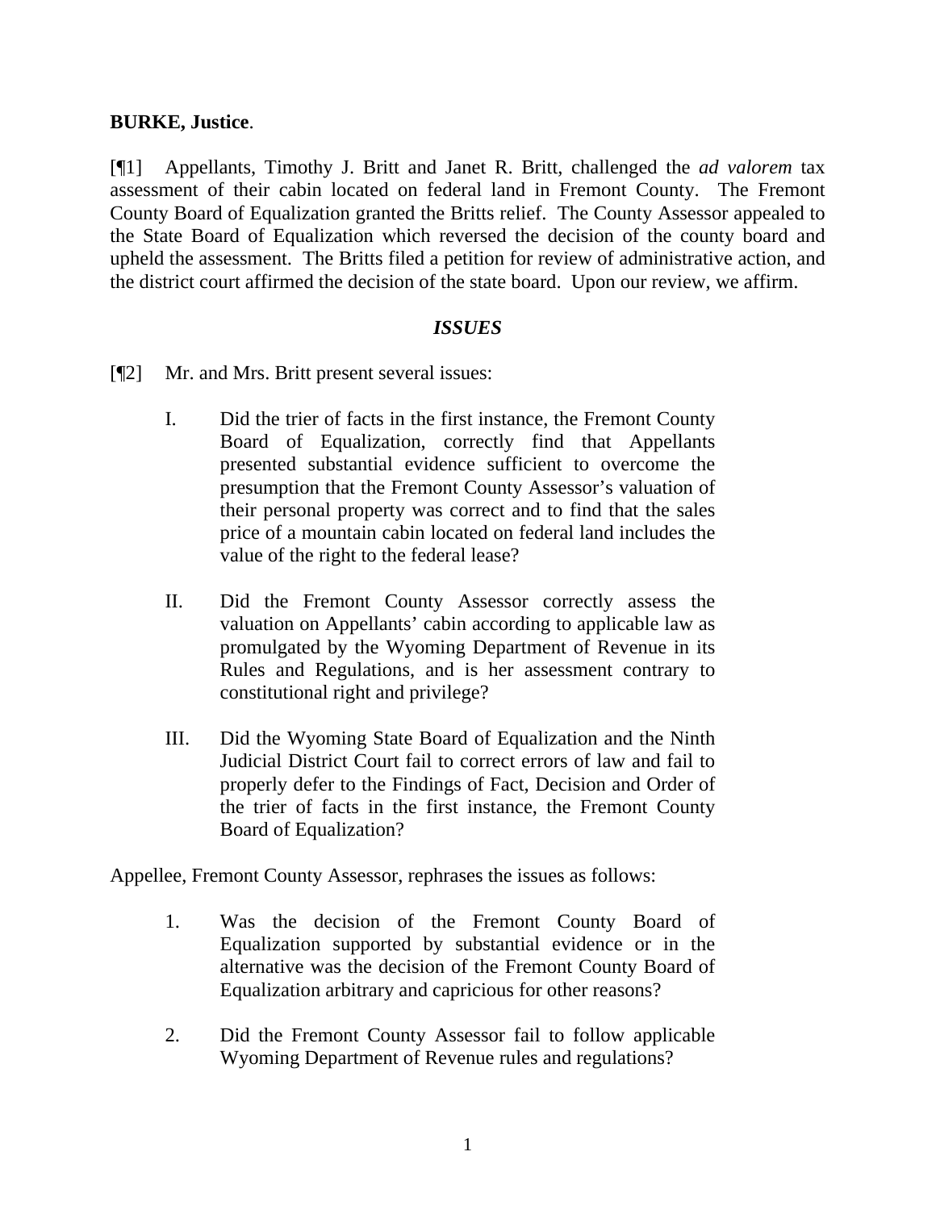**BURKE, Justice**.

[¶1] Appellants, Timothy J. Britt and Janet R. Britt, challenged the *ad valorem* tax assessment of their cabin located on federal land in Fremont County. The Fremont County Board of Equalization granted the Britts relief. The County Assessor appealed to the State Board of Equalization which reversed the decision of the county board and upheld the assessment. The Britts filed a petition for review of administrative action, and the district court affirmed the decision of the state board. Upon our review, we affirm.

### *ISSUES*

[¶2] Mr. and Mrs. Britt present several issues:

> I. Did the trier of facts in the first instance, the Fremont County Board of Equalization, correctly find that Appellants presented substantial evidence sufficient to overcome the presumption that the Fremont County Assessor's valuation of their personal property was correct and to find that the sales price of a mountain cabin located on federal land includes the value of the right to the federal lease?
>
> II. Did the Fremont County Assessor correctly assess the valuation on Appellants' cabin according to applicable law as promulgated by the Wyoming Department of Revenue in its Rules and Regulations, and is her assessment contrary to constitutional right and privilege?
>
> III. Did the Wyoming State Board of Equalization and the Ninth Judicial District Court fail to correct errors of law and fail to properly defer to the Findings of Fact, Decision and Order of the trier of facts in the first instance, the Fremont County Board of Equalization?

Appellee, Fremont County Assessor, rephrases the issues as follows:

> 1. Was the decision of the Fremont County Board of Equalization supported by substantial evidence or in the alternative was the decision of the Fremont County Board of Equalization arbitrary and capricious for other reasons?
>
> 2. Did the Fremont County Assessor fail to follow applicable Wyoming Department of Revenue rules and regulations?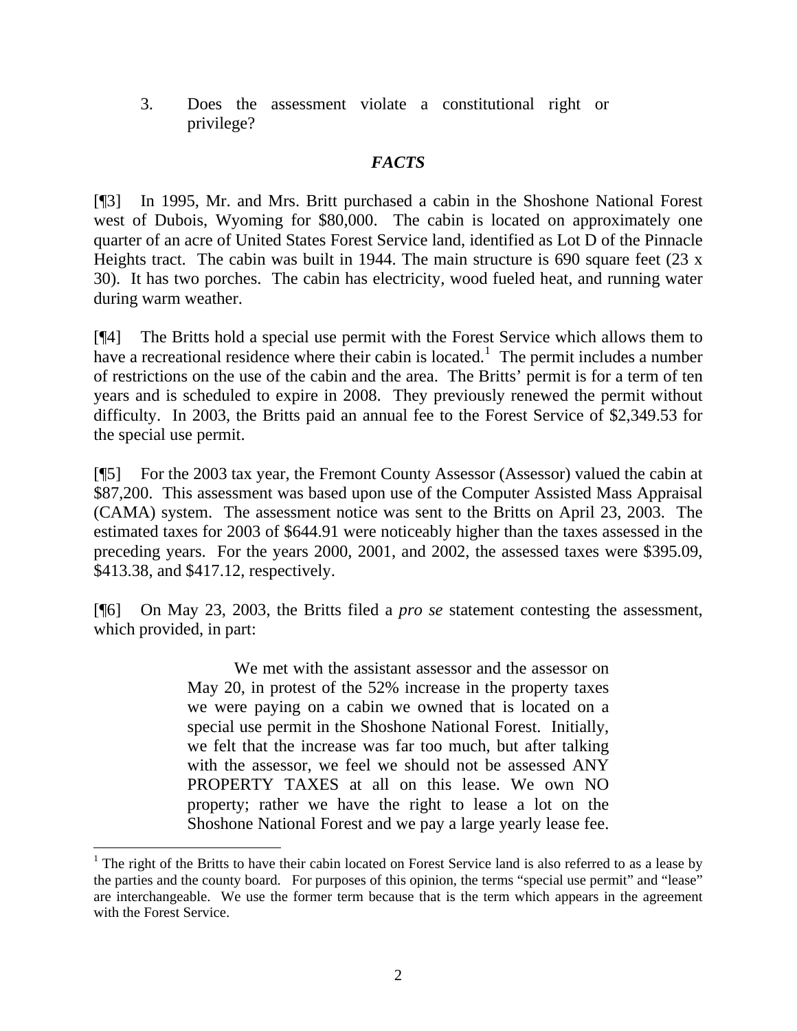3. Does the assessment violate a constitutional right or privilege?

### *FACTS*

[¶3] In 1995, Mr. and Mrs. Britt purchased a cabin in the Shoshone National Forest west of Dubois, Wyoming for $80,000. The cabin is located on approximately one quarter of an acre of United States Forest Service land, identified as Lot D of the Pinnacle Heights tract. The cabin was built in 1944. The main structure is 690 square feet (23 x 30). It has two porches. The cabin has electricity, wood fueled heat, and running water during warm weather.

[¶4] The Britts hold a special use permit with the Forest Service which allows them to have a recreational residence where their cabin is located.[1] The permit includes a number of restrictions on the use of the cabin and the area. The Britts' permit is for a term of ten years and is scheduled to expire in 2008. They previously renewed the permit without difficulty. In 2003, the Britts paid an annual fee to the Forest Service of $2,349.53 for the special use permit.

[¶5] For the 2003 tax year, the Fremont County Assessor (Assessor) valued the cabin at $87,200. This assessment was based upon use of the Computer Assisted Mass Appraisal (CAMA) system. The assessment notice was sent to the Britts on April 23, 2003. The estimated taxes for 2003 of $644.91 were noticeably higher than the taxes assessed in the preceding years. For the years 2000, 2001, and 2002, the assessed taxes were $395.09, $413.38, and $417.12, respectively.

[¶6] On May 23, 2003, the Britts filed a *pro se* statement contesting the assessment, which provided, in part:

> We met with the assistant assessor and the assessor on May 20, in protest of the 52% increase in the property taxes we were paying on a cabin we owned that is located on a special use permit in the Shoshone National Forest. Initially, we felt that the increase was far too much, but after talking with the assessor, we feel we should not be assessed ANY PROPERTY TAXES at all on this lease. We own NO property; rather we have the right to lease a lot on the Shoshone National Forest and we pay a large yearly lease fee.

[1] The right of the Britts to have their cabin located on Forest Service land is also referred to as a lease by the parties and the county board. For purposes of this opinion, the terms "special use permit" and "lease" are interchangeable. We use the former term because that is the term which appears in the agreement with the Forest Service.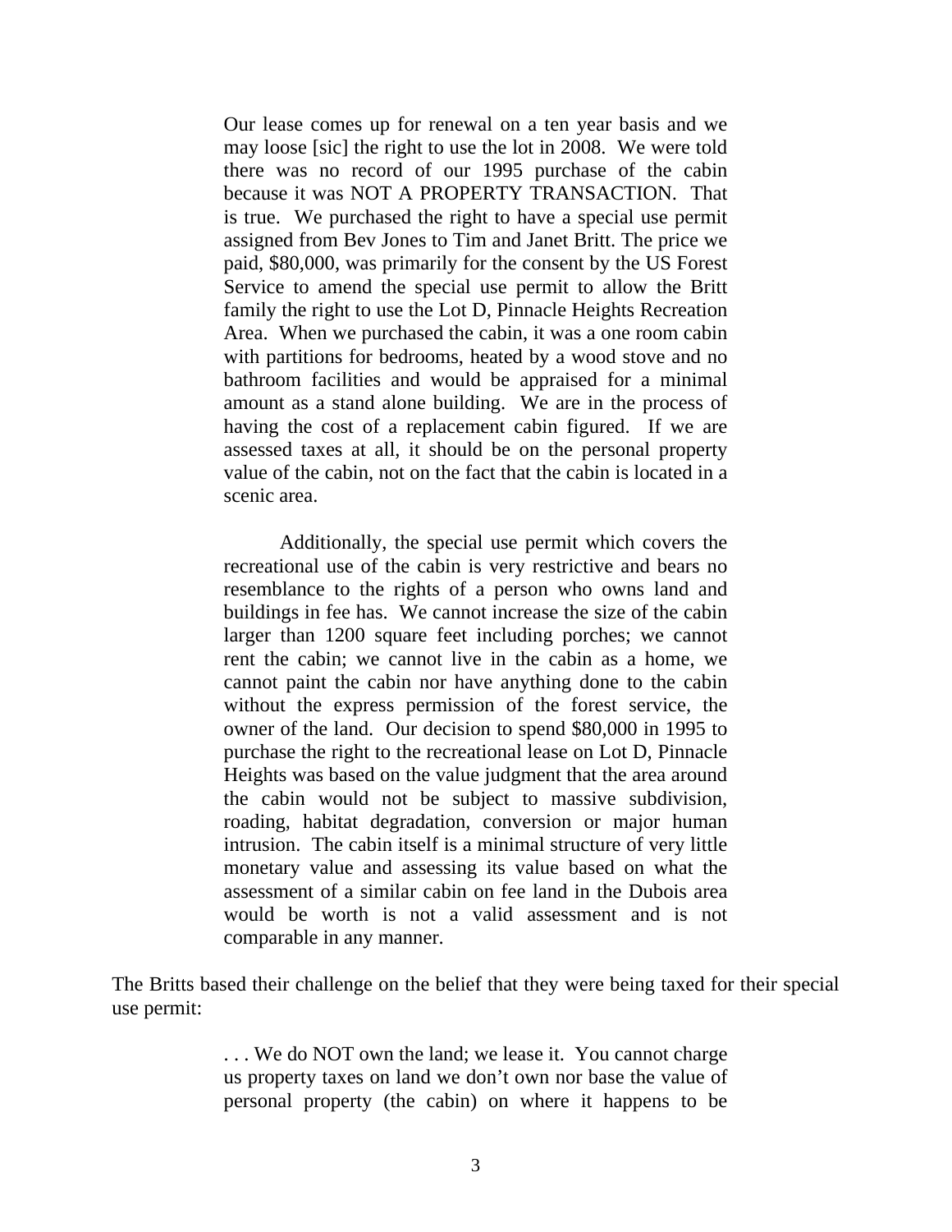> Our lease comes up for renewal on a ten year basis and we may loose [sic] the right to use the lot in 2008. We were told there was no record of our 1995 purchase of the cabin because it was NOT A PROPERTY TRANSACTION. That is true. We purchased the right to have a special use permit assigned from Bev Jones to Tim and Janet Britt. The price we paid, $80,000, was primarily for the consent by the US Forest Service to amend the special use permit to allow the Britt family the right to use the Lot D, Pinnacle Heights Recreation Area. When we purchased the cabin, it was a one room cabin with partitions for bedrooms, heated by a wood stove and no bathroom facilities and would be appraised for a minimal amount as a stand alone building. We are in the process of having the cost of a replacement cabin figured. If we are assessed taxes at all, it should be on the personal property value of the cabin, not on the fact that the cabin is located in a scenic area.
>
> Additionally, the special use permit which covers the recreational use of the cabin is very restrictive and bears no resemblance to the rights of a person who owns land and buildings in fee has. We cannot increase the size of the cabin larger than 1200 square feet including porches; we cannot rent the cabin; we cannot live in the cabin as a home, we cannot paint the cabin nor have anything done to the cabin without the express permission of the forest service, the owner of the land. Our decision to spend $80,000 in 1995 to purchase the right to the recreational lease on Lot D, Pinnacle Heights was based on the value judgment that the area around the cabin would not be subject to massive subdivision, roading, habitat degradation, conversion or major human intrusion. The cabin itself is a minimal structure of very little monetary value and assessing its value based on what the assessment of a similar cabin on fee land in the Dubois area would be worth is not a valid assessment and is not comparable in any manner.

The Britts based their challenge on the belief that they were being taxed for their special use permit:

> . . . We do NOT own the land; we lease it. You cannot charge us property taxes on land we don't own nor base the value of personal property (the cabin) on where it happens to be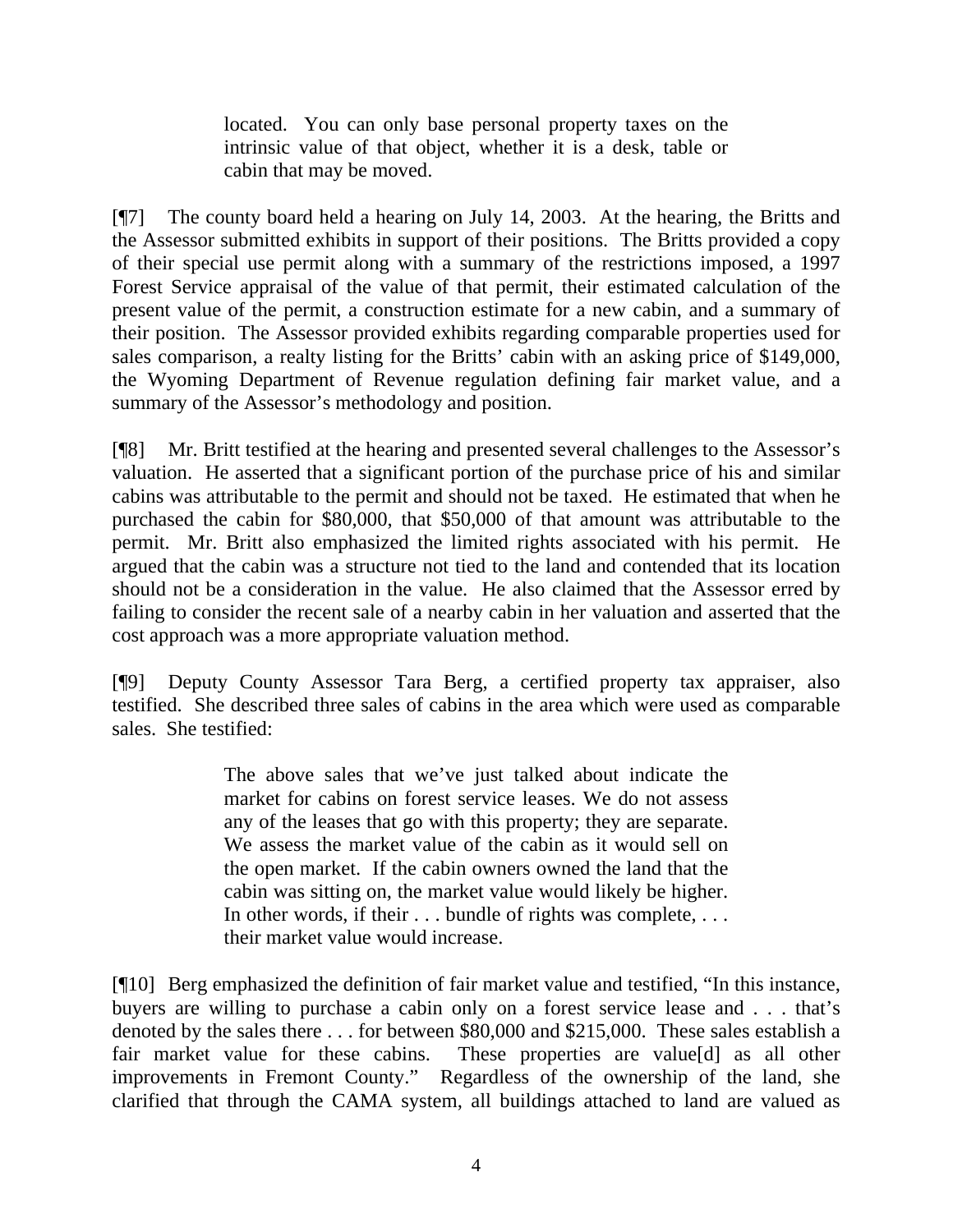> located. You can only base personal property taxes on the intrinsic value of that object, whether it is a desk, table or cabin that may be moved.

[¶7] The county board held a hearing on July 14, 2003. At the hearing, the Britts and the Assessor submitted exhibits in support of their positions. The Britts provided a copy of their special use permit along with a summary of the restrictions imposed, a 1997 Forest Service appraisal of the value of that permit, their estimated calculation of the present value of the permit, a construction estimate for a new cabin, and a summary of their position. The Assessor provided exhibits regarding comparable properties used for sales comparison, a realty listing for the Britts' cabin with an asking price of $149,000, the Wyoming Department of Revenue regulation defining fair market value, and a summary of the Assessor's methodology and position.

[¶8] Mr. Britt testified at the hearing and presented several challenges to the Assessor's valuation. He asserted that a significant portion of the purchase price of his and similar cabins was attributable to the permit and should not be taxed. He estimated that when he purchased the cabin for $80,000, that $50,000 of that amount was attributable to the permit. Mr. Britt also emphasized the limited rights associated with his permit. He argued that the cabin was a structure not tied to the land and contended that its location should not be a consideration in the value. He also claimed that the Assessor erred by failing to consider the recent sale of a nearby cabin in her valuation and asserted that the cost approach was a more appropriate valuation method.

[¶9] Deputy County Assessor Tara Berg, a certified property tax appraiser, also testified. She described three sales of cabins in the area which were used as comparable sales. She testified:

> The above sales that we've just talked about indicate the market for cabins on forest service leases. We do not assess any of the leases that go with this property; they are separate. We assess the market value of the cabin as it would sell on the open market. If the cabin owners owned the land that the cabin was sitting on, the market value would likely be higher. In other words, if their . . . bundle of rights was complete, . . . their market value would increase.

[¶10] Berg emphasized the definition of fair market value and testified, "In this instance, buyers are willing to purchase a cabin only on a forest service lease and . . . that's denoted by the sales there . . . for between $80,000 and $215,000. These sales establish a fair market value for these cabins. These properties are value[d] as all other improvements in Fremont County." Regardless of the ownership of the land, she clarified that through the CAMA system, all buildings attached to land are valued as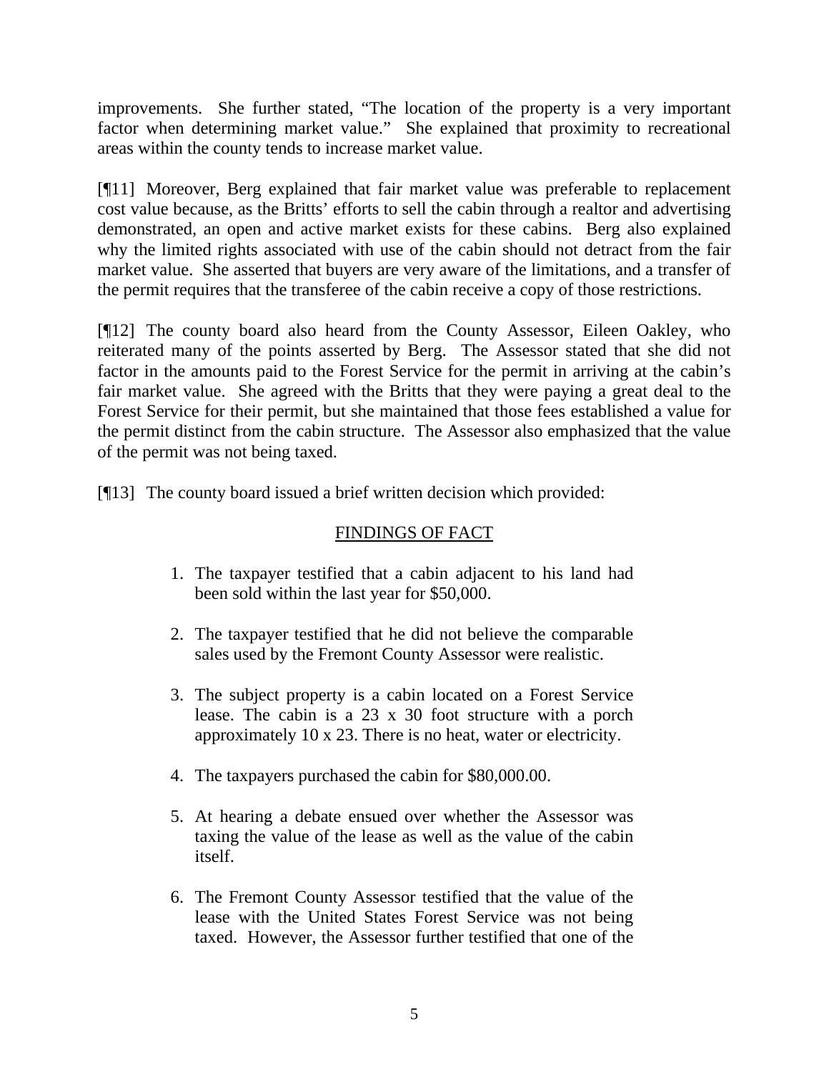improvements. She further stated, "The location of the property is a very important factor when determining market value." She explained that proximity to recreational areas within the county tends to increase market value.

[¶11] Moreover, Berg explained that fair market value was preferable to replacement cost value because, as the Britts' efforts to sell the cabin through a realtor and advertising demonstrated, an open and active market exists for these cabins. Berg also explained why the limited rights associated with use of the cabin should not detract from the fair market value. She asserted that buyers are very aware of the limitations, and a transfer of the permit requires that the transferee of the cabin receive a copy of those restrictions.

[¶12] The county board also heard from the County Assessor, Eileen Oakley, who reiterated many of the points asserted by Berg. The Assessor stated that she did not factor in the amounts paid to the Forest Service for the permit in arriving at the cabin's fair market value. She agreed with the Britts that they were paying a great deal to the Forest Service for their permit, but she maintained that those fees established a value for the permit distinct from the cabin structure. The Assessor also emphasized that the value of the permit was not being taxed.

[¶13] The county board issued a brief written decision which provided:

FINDINGS OF FACT

1. The taxpayer testified that a cabin adjacent to his land had been sold within the last year for $50,000.

2. The taxpayer testified that he did not believe the comparable sales used by the Fremont County Assessor were realistic.

3. The subject property is a cabin located on a Forest Service lease. The cabin is a 23 x 30 foot structure with a porch approximately 10 x 23. There is no heat, water or electricity.

4. The taxpayers purchased the cabin for $80,000.00.

5. At hearing a debate ensued over whether the Assessor was taxing the value of the lease as well as the value of the cabin itself.

6. The Fremont County Assessor testified that the value of the lease with the United States Forest Service was not being taxed. However, the Assessor further testified that one of the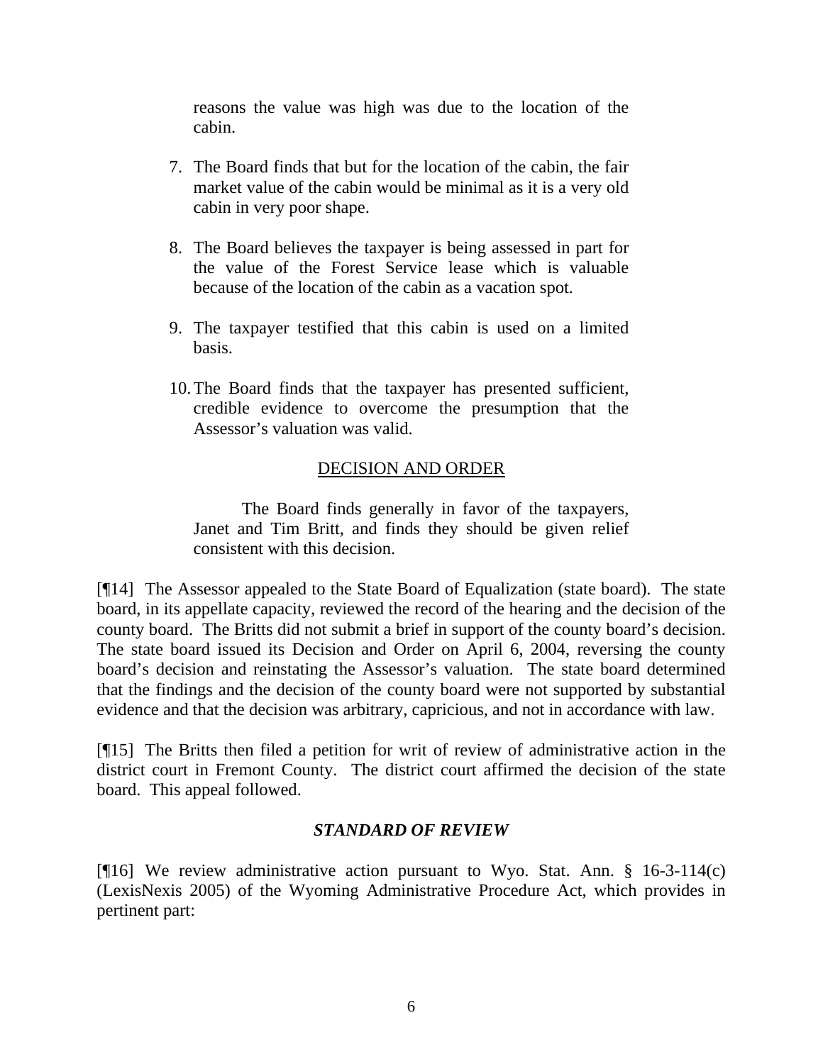reasons the value was high was due to the location of the cabin.

7. The Board finds that but for the location of the cabin, the fair market value of the cabin would be minimal as it is a very old cabin in very poor shape.

8. The Board believes the taxpayer is being assessed in part for the value of the Forest Service lease which is valuable because of the location of the cabin as a vacation spot.

9. The taxpayer testified that this cabin is used on a limited basis.

10. The Board finds that the taxpayer has presented sufficient, credible evidence to overcome the presumption that the Assessor's valuation was valid.

DECISION AND ORDER

The Board finds generally in favor of the taxpayers, Janet and Tim Britt, and finds they should be given relief consistent with this decision.

[¶14] The Assessor appealed to the State Board of Equalization (state board). The state board, in its appellate capacity, reviewed the record of the hearing and the decision of the county board. The Britts did not submit a brief in support of the county board's decision. The state board issued its Decision and Order on April 6, 2004, reversing the county board's decision and reinstating the Assessor's valuation. The state board determined that the findings and the decision of the county board were not supported by substantial evidence and that the decision was arbitrary, capricious, and not in accordance with law.

[¶15] The Britts then filed a petition for writ of review of administrative action in the district court in Fremont County. The district court affirmed the decision of the state board. This appeal followed.

## *STANDARD OF REVIEW*

[¶16] We review administrative action pursuant to Wyo. Stat. Ann. § 16-3-114(c) (LexisNexis 2005) of the Wyoming Administrative Procedure Act, which provides in pertinent part: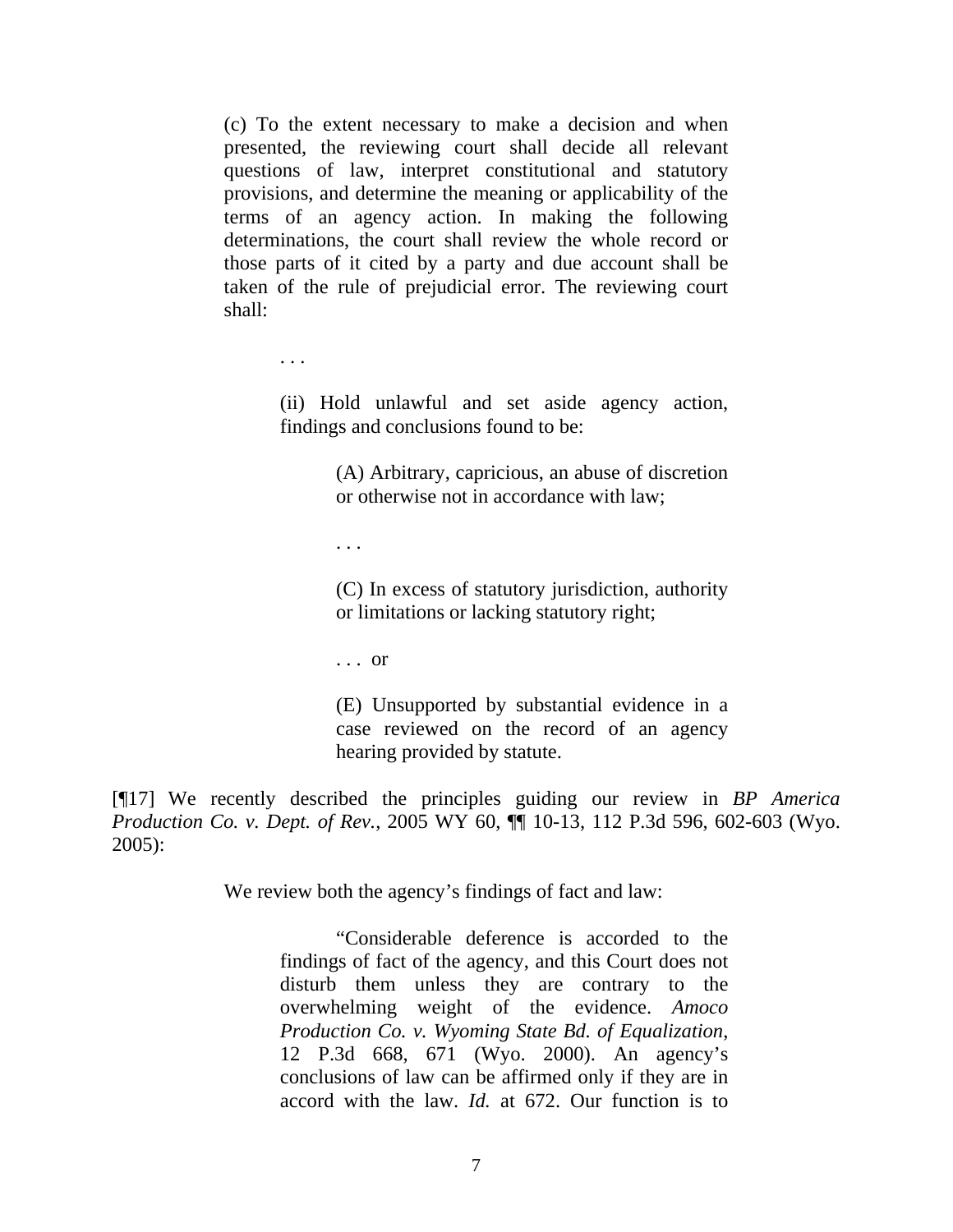> (c) To the extent necessary to make a decision and when presented, the reviewing court shall decide all relevant questions of law, interpret constitutional and statutory provisions, and determine the meaning or applicability of the terms of an agency action. In making the following determinations, the court shall review the whole record or those parts of it cited by a party and due account shall be taken of the rule of prejudicial error. The reviewing court shall:
>
> > . . .
> >
> > (ii) Hold unlawful and set aside agency action, findings and conclusions found to be:
> >
> > > (A) Arbitrary, capricious, an abuse of discretion or otherwise not in accordance with law;
> > >
> > > . . .
> > >
> > > (C) In excess of statutory jurisdiction, authority or limitations or lacking statutory right;
> > >
> > > . . . or
> > >
> > > (E) Unsupported by substantial evidence in a case reviewed on the record of an agency hearing provided by statute.

[¶17] We recently described the principles guiding our review in *BP America Production Co. v. Dept. of Rev.*, 2005 WY 60, ¶¶ 10-13, 112 P.3d 596, 602-603 (Wyo. 2005):

> We review both the agency's findings of fact and law:
>
> > "Considerable deference is accorded to the findings of fact of the agency, and this Court does not disturb them unless they are contrary to the overwhelming weight of the evidence. *Amoco Production Co. v. Wyoming State Bd. of Equalization*, 12 P.3d 668, 671 (Wyo. 2000). An agency's conclusions of law can be affirmed only if they are in accord with the law. *Id.* at 672. Our function is to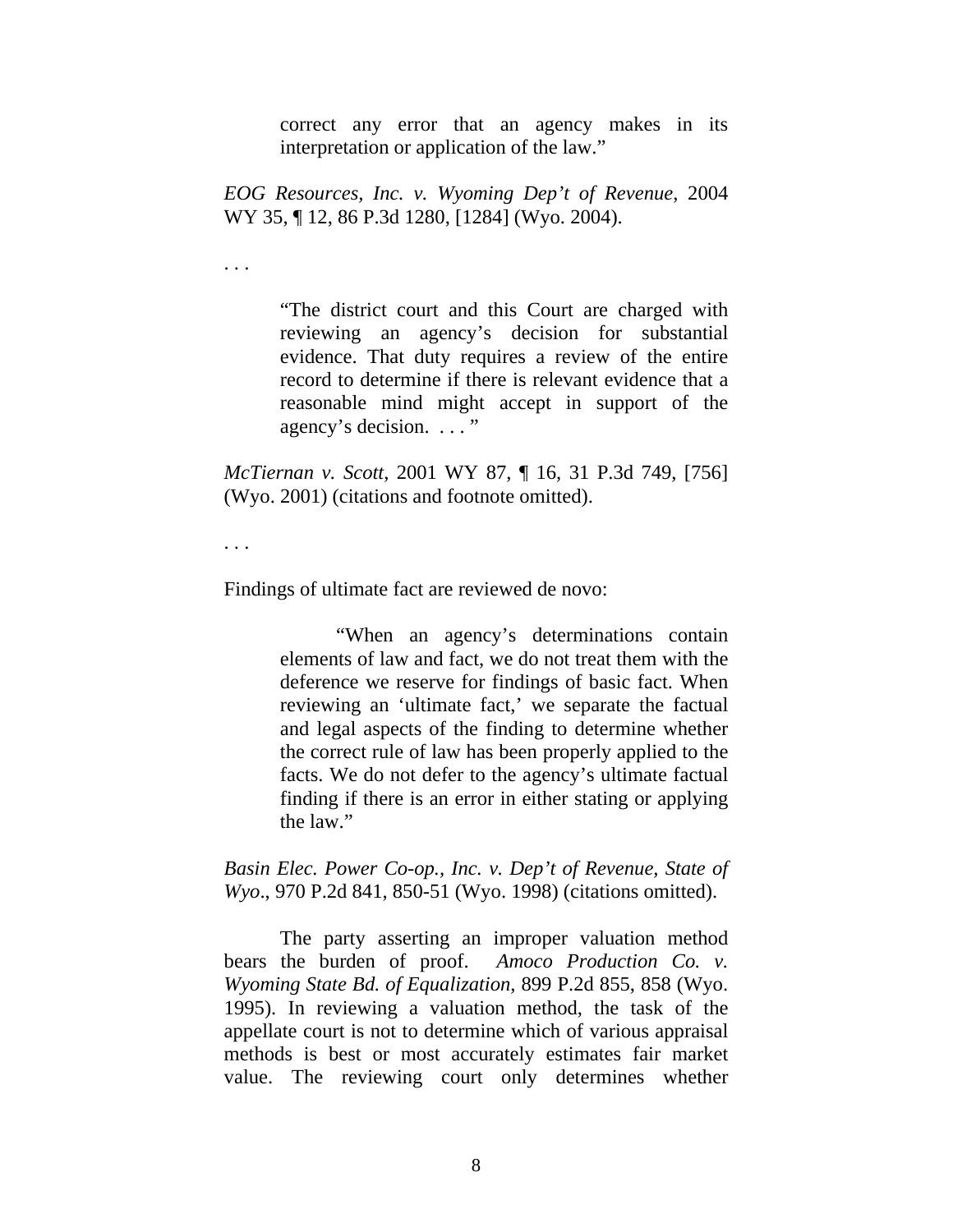> correct any error that an agency makes in its interpretation or application of the law."

*EOG Resources, Inc. v. Wyoming Dep't of Revenue*, 2004 WY 35, ¶ 12, 86 P.3d 1280, [1284] (Wyo. 2004).

. . .

> "The district court and this Court are charged with reviewing an agency's decision for substantial evidence. That duty requires a review of the entire record to determine if there is relevant evidence that a reasonable mind might accept in support of the agency's decision. . . . "

*McTiernan v. Scott*, 2001 WY 87, ¶ 16, 31 P.3d 749, [756] (Wyo. 2001) (citations and footnote omitted).

. . .

Findings of ultimate fact are reviewed de novo:

> "When an agency's determinations contain elements of law and fact, we do not treat them with the deference we reserve for findings of basic fact. When reviewing an 'ultimate fact,' we separate the factual and legal aspects of the finding to determine whether the correct rule of law has been properly applied to the facts. We do not defer to the agency's ultimate factual finding if there is an error in either stating or applying the law."

*Basin Elec. Power Co-op., Inc. v. Dep't of Revenue, State of Wyo*., 970 P.2d 841, 850-51 (Wyo. 1998) (citations omitted).

The party asserting an improper valuation method bears the burden of proof. *Amoco Production Co. v. Wyoming State Bd. of Equalization*, 899 P.2d 855, 858 (Wyo. 1995). In reviewing a valuation method, the task of the appellate court is not to determine which of various appraisal methods is best or most accurately estimates fair market value. The reviewing court only determines whether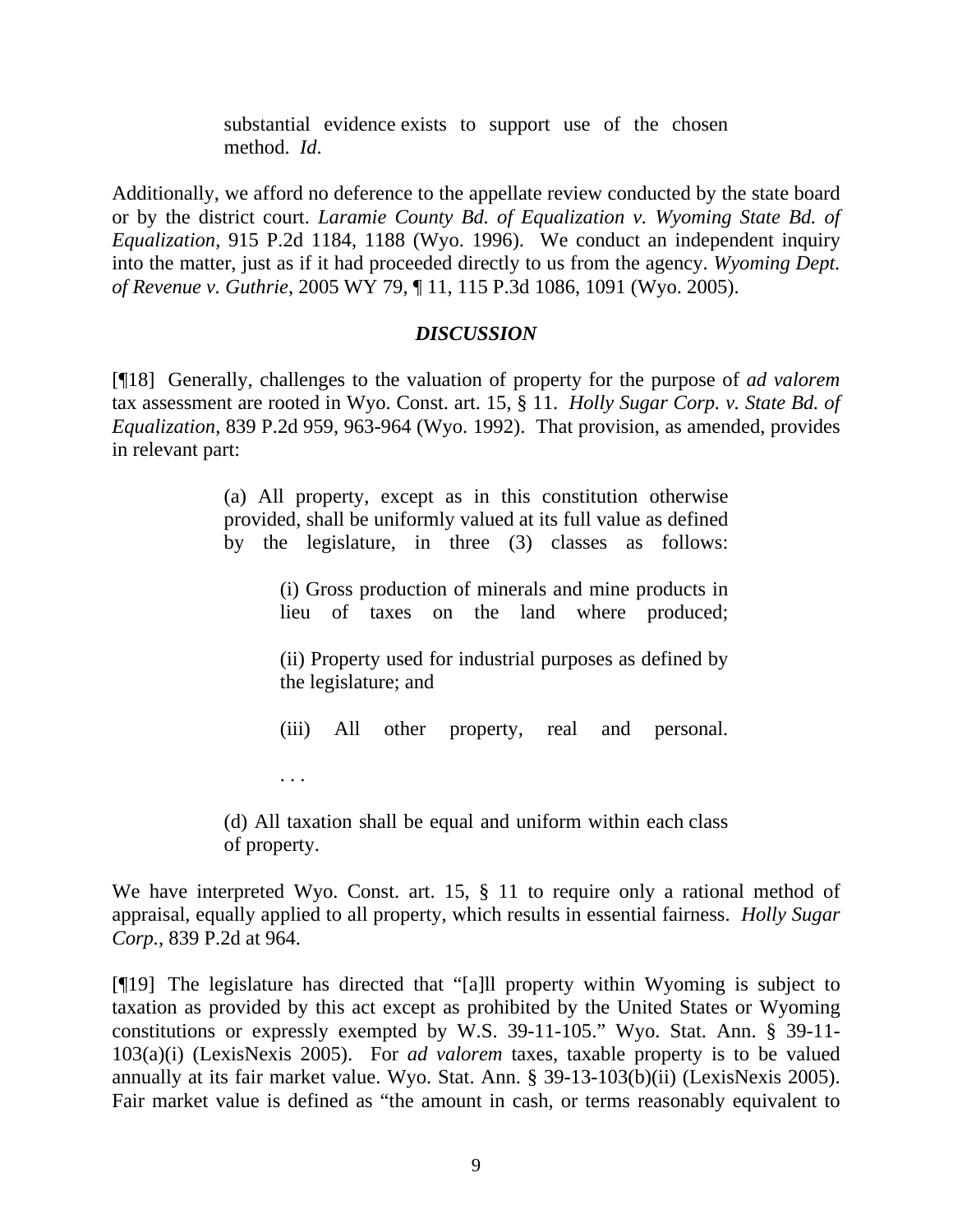> substantial evidence exists to support use of the chosen method. *Id*.

Additionally, we afford no deference to the appellate review conducted by the state board or by the district court. *Laramie County Bd. of Equalization v. Wyoming State Bd. of Equalization*, 915 P.2d 1184, 1188 (Wyo. 1996). We conduct an independent inquiry into the matter, just as if it had proceeded directly to us from the agency. *Wyoming Dept. of Revenue v. Guthrie*, 2005 WY 79, ¶ 11, 115 P.3d 1086, 1091 (Wyo. 2005).

## *DISCUSSION*

[¶18] Generally, challenges to the valuation of property for the purpose of *ad valorem* tax assessment are rooted in Wyo. Const. art. 15, § 11. *Holly Sugar Corp. v. State Bd. of Equalization*, 839 P.2d 959, 963-964 (Wyo. 1992). That provision, as amended, provides in relevant part:

> (a) All property, except as in this constitution otherwise provided, shall be uniformly valued at its full value as defined by the legislature, in three (3) classes as follows:
>
> > (i) Gross production of minerals and mine products in lieu of taxes on the land where produced;
> >
> > (ii) Property used for industrial purposes as defined by the legislature; and
> >
> > (iii) All other property, real and personal.
> >
> > . . .
>
> (d) All taxation shall be equal and uniform within each class of property.

We have interpreted Wyo. Const. art. 15, § 11 to require only a rational method of appraisal, equally applied to all property, which results in essential fairness. *Holly Sugar Corp.*, 839 P.2d at 964.

[¶19] The legislature has directed that "[a]ll property within Wyoming is subject to taxation as provided by this act except as prohibited by the United States or Wyoming constitutions or expressly exempted by W.S. 39-11-105." Wyo. Stat. Ann. § 39-11-103(a)(i) (LexisNexis 2005). For *ad valorem* taxes, taxable property is to be valued annually at its fair market value. Wyo. Stat. Ann. § 39-13-103(b)(ii) (LexisNexis 2005). Fair market value is defined as "the amount in cash, or terms reasonably equivalent to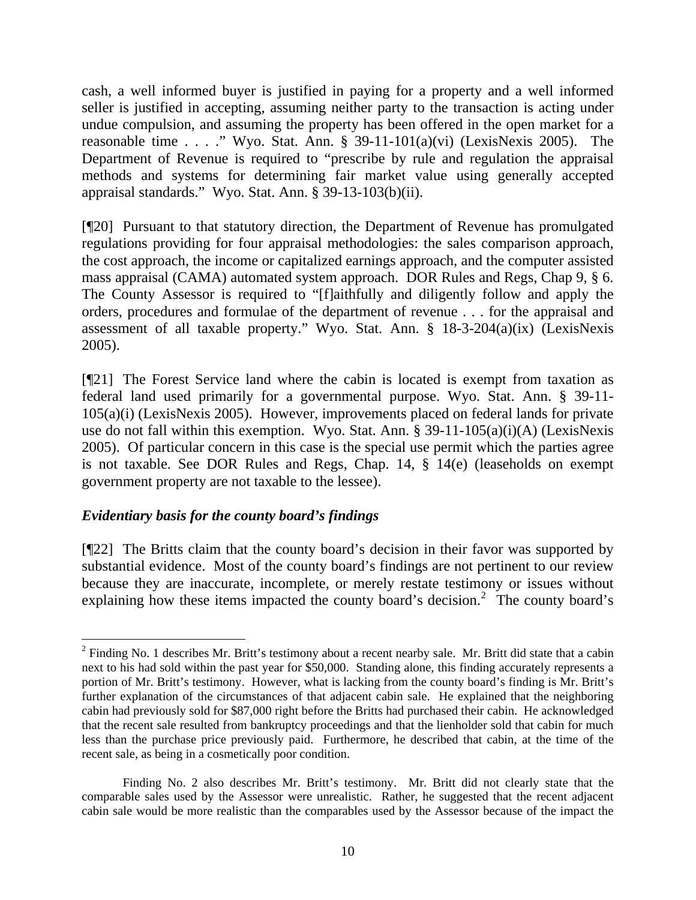cash, a well informed buyer is justified in paying for a property and a well informed seller is justified in accepting, assuming neither party to the transaction is acting under undue compulsion, and assuming the property has been offered in the open market for a reasonable time . . . ." Wyo. Stat. Ann. § 39-11-101(a)(vi) (LexisNexis 2005). The Department of Revenue is required to "prescribe by rule and regulation the appraisal methods and systems for determining fair market value using generally accepted appraisal standards." Wyo. Stat. Ann. § 39-13-103(b)(ii).

[¶20] Pursuant to that statutory direction, the Department of Revenue has promulgated regulations providing for four appraisal methodologies: the sales comparison approach, the cost approach, the income or capitalized earnings approach, and the computer assisted mass appraisal (CAMA) automated system approach. DOR Rules and Regs, Chap 9, § 6. The County Assessor is required to "[f]aithfully and diligently follow and apply the orders, procedures and formulae of the department of revenue . . . for the appraisal and assessment of all taxable property." Wyo. Stat. Ann. § 18-3-204(a)(ix) (LexisNexis 2005).

[¶21] The Forest Service land where the cabin is located is exempt from taxation as federal land used primarily for a governmental purpose. Wyo. Stat. Ann. § 39-11-105(a)(i) (LexisNexis 2005). However, improvements placed on federal lands for private use do not fall within this exemption. Wyo. Stat. Ann. § 39-11-105(a)(i)(A) (LexisNexis 2005). Of particular concern in this case is the special use permit which the parties agree is not taxable. See DOR Rules and Regs, Chap. 14, § 14(e) (leaseholds on exempt government property are not taxable to the lessee).

### *Evidentiary basis for the county board's findings*

[¶22] The Britts claim that the county board's decision in their favor was supported by substantial evidence. Most of the county board's findings are not pertinent to our review because they are inaccurate, incomplete, or merely restate testimony or issues without explaining how these items impacted the county board's decision.[2] The county board's

---

[2] Finding No. 1 describes Mr. Britt's testimony about a recent nearby sale. Mr. Britt did state that a cabin next to his had sold within the past year for $50,000. Standing alone, this finding accurately represents a portion of Mr. Britt's testimony. However, what is lacking from the county board's finding is Mr. Britt's further explanation of the circumstances of that adjacent cabin sale. He explained that the neighboring cabin had previously sold for $87,000 right before the Britts had purchased their cabin. He acknowledged that the recent sale resulted from bankruptcy proceedings and that the lienholder sold that cabin for much less than the purchase price previously paid. Furthermore, he described that cabin, at the time of the recent sale, as being in a cosmetically poor condition.

Finding No. 2 also describes Mr. Britt's testimony. Mr. Britt did not clearly state that the comparable sales used by the Assessor were unrealistic. Rather, he suggested that the recent adjacent cabin sale would be more realistic than the comparables used by the Assessor because of the impact the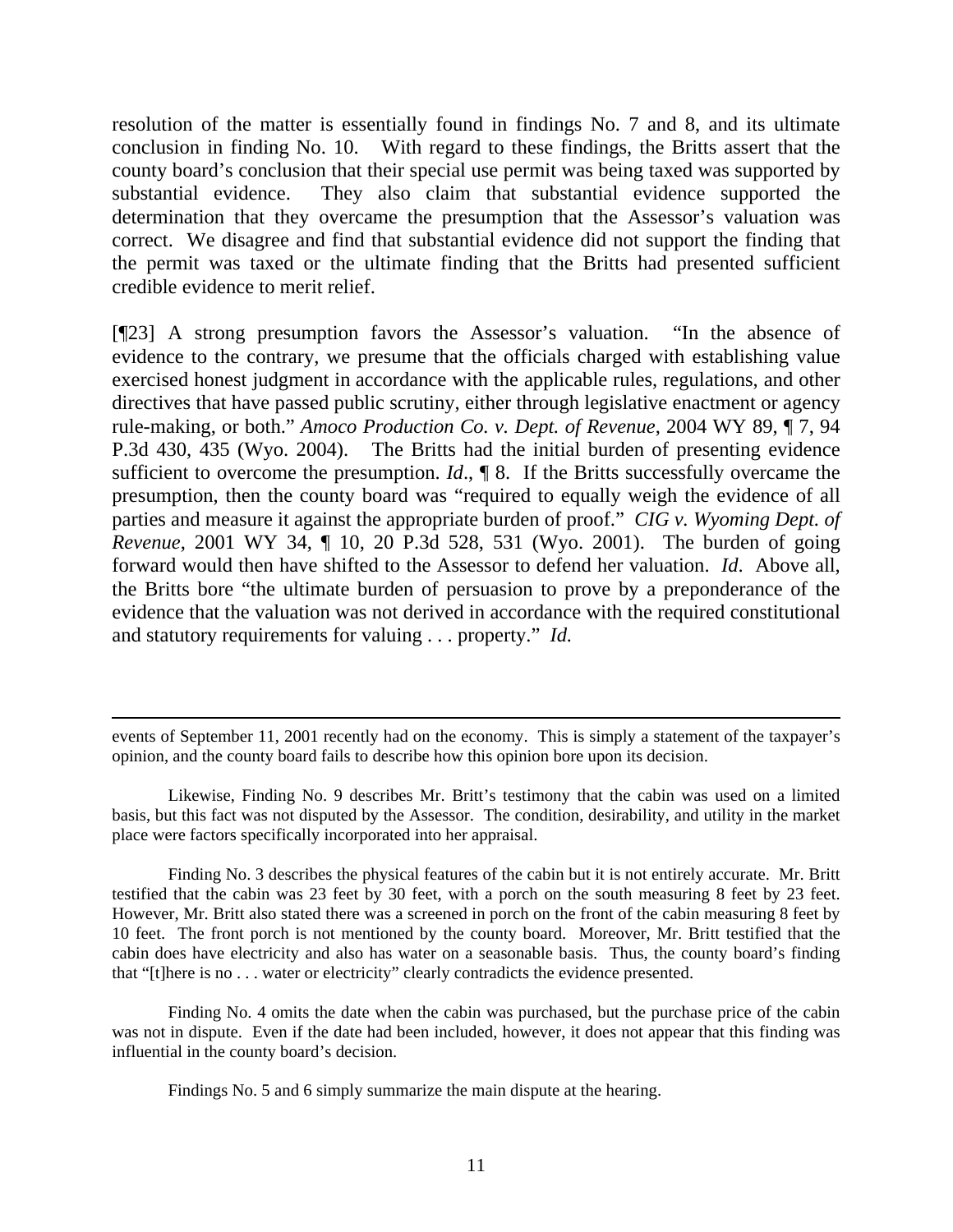resolution of the matter is essentially found in findings No. 7 and 8, and its ultimate conclusion in finding No. 10. With regard to these findings, the Britts assert that the county board's conclusion that their special use permit was being taxed was supported by substantial evidence. They also claim that substantial evidence supported the determination that they overcame the presumption that the Assessor's valuation was correct. We disagree and find that substantial evidence did not support the finding that the permit was taxed or the ultimate finding that the Britts had presented sufficient credible evidence to merit relief.

[¶23] A strong presumption favors the Assessor's valuation. "In the absence of evidence to the contrary, we presume that the officials charged with establishing value exercised honest judgment in accordance with the applicable rules, regulations, and other directives that have passed public scrutiny, either through legislative enactment or agency rule-making, or both." *Amoco Production Co. v. Dept. of Revenue*, 2004 WY 89, ¶ 7, 94 P.3d 430, 435 (Wyo. 2004). The Britts had the initial burden of presenting evidence sufficient to overcome the presumption. *Id*., ¶ 8. If the Britts successfully overcame the presumption, then the county board was "required to equally weigh the evidence of all parties and measure it against the appropriate burden of proof." *CIG v. Wyoming Dept. of Revenue*, 2001 WY 34, ¶ 10, 20 P.3d 528, 531 (Wyo. 2001). The burden of going forward would then have shifted to the Assessor to defend her valuation. *Id*. Above all, the Britts bore "the ultimate burden of persuasion to prove by a preponderance of the evidence that the valuation was not derived in accordance with the required constitutional and statutory requirements for valuing . . . property." *Id.*

---

events of September 11, 2001 recently had on the economy. This is simply a statement of the taxpayer's opinion, and the county board fails to describe how this opinion bore upon its decision.

Likewise, Finding No. 9 describes Mr. Britt's testimony that the cabin was used on a limited basis, but this fact was not disputed by the Assessor. The condition, desirability, and utility in the market place were factors specifically incorporated into her appraisal.

Finding No. 3 describes the physical features of the cabin but it is not entirely accurate. Mr. Britt testified that the cabin was 23 feet by 30 feet, with a porch on the south measuring 8 feet by 23 feet. However, Mr. Britt also stated there was a screened in porch on the front of the cabin measuring 8 feet by 10 feet. The front porch is not mentioned by the county board. Moreover, Mr. Britt testified that the cabin does have electricity and also has water on a seasonable basis. Thus, the county board's finding that "[t]here is no . . . water or electricity" clearly contradicts the evidence presented.

Finding No. 4 omits the date when the cabin was purchased, but the purchase price of the cabin was not in dispute. Even if the date had been included, however, it does not appear that this finding was influential in the county board's decision.

Findings No. 5 and 6 simply summarize the main dispute at the hearing.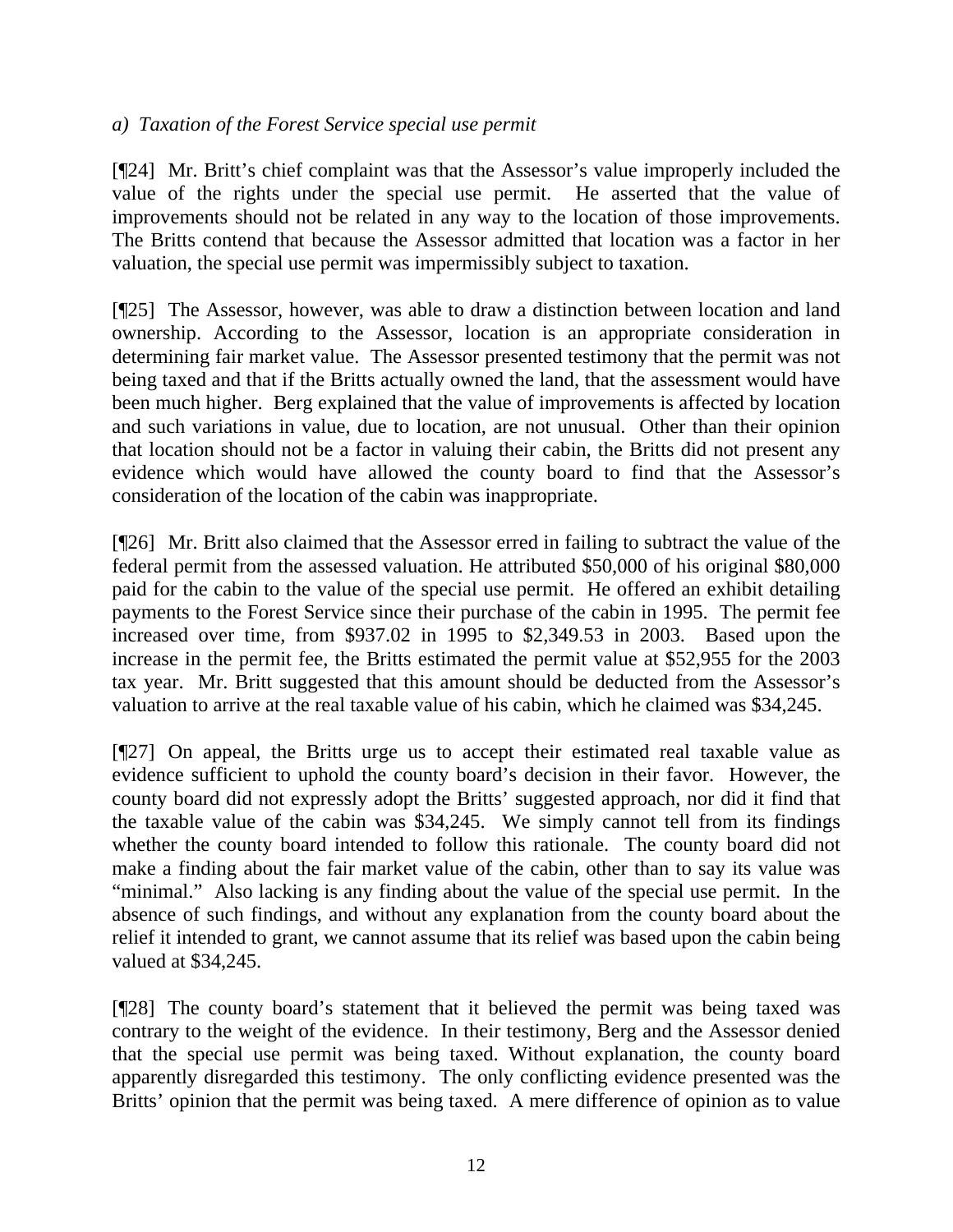*a) Taxation of the Forest Service special use permit*

[¶24] Mr. Britt's chief complaint was that the Assessor's value improperly included the value of the rights under the special use permit. He asserted that the value of improvements should not be related in any way to the location of those improvements. The Britts contend that because the Assessor admitted that location was a factor in her valuation, the special use permit was impermissibly subject to taxation.

[¶25] The Assessor, however, was able to draw a distinction between location and land ownership. According to the Assessor, location is an appropriate consideration in determining fair market value. The Assessor presented testimony that the permit was not being taxed and that if the Britts actually owned the land, that the assessment would have been much higher. Berg explained that the value of improvements is affected by location and such variations in value, due to location, are not unusual. Other than their opinion that location should not be a factor in valuing their cabin, the Britts did not present any evidence which would have allowed the county board to find that the Assessor's consideration of the location of the cabin was inappropriate.

[¶26] Mr. Britt also claimed that the Assessor erred in failing to subtract the value of the federal permit from the assessed valuation. He attributed $50,000 of his original $80,000 paid for the cabin to the value of the special use permit. He offered an exhibit detailing payments to the Forest Service since their purchase of the cabin in 1995. The permit fee increased over time, from $937.02 in 1995 to $2,349.53 in 2003. Based upon the increase in the permit fee, the Britts estimated the permit value at $52,955 for the 2003 tax year. Mr. Britt suggested that this amount should be deducted from the Assessor's valuation to arrive at the real taxable value of his cabin, which he claimed was $34,245.

[¶27] On appeal, the Britts urge us to accept their estimated real taxable value as evidence sufficient to uphold the county board's decision in their favor. However, the county board did not expressly adopt the Britts' suggested approach, nor did it find that the taxable value of the cabin was $34,245. We simply cannot tell from its findings whether the county board intended to follow this rationale. The county board did not make a finding about the fair market value of the cabin, other than to say its value was "minimal." Also lacking is any finding about the value of the special use permit. In the absence of such findings, and without any explanation from the county board about the relief it intended to grant, we cannot assume that its relief was based upon the cabin being valued at $34,245.

[¶28] The county board's statement that it believed the permit was being taxed was contrary to the weight of the evidence. In their testimony, Berg and the Assessor denied that the special use permit was being taxed. Without explanation, the county board apparently disregarded this testimony. The only conflicting evidence presented was the Britts' opinion that the permit was being taxed. A mere difference of opinion as to value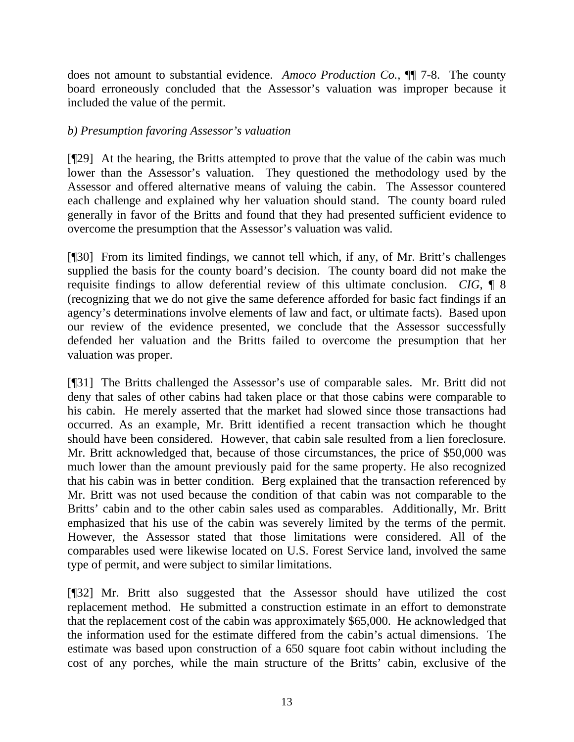does not amount to substantial evidence. *Amoco Production Co.*, ¶¶ 7-8. The county board erroneously concluded that the Assessor's valuation was improper because it included the value of the permit.

*b) Presumption favoring Assessor's valuation*

[¶29] At the hearing, the Britts attempted to prove that the value of the cabin was much lower than the Assessor's valuation. They questioned the methodology used by the Assessor and offered alternative means of valuing the cabin. The Assessor countered each challenge and explained why her valuation should stand. The county board ruled generally in favor of the Britts and found that they had presented sufficient evidence to overcome the presumption that the Assessor's valuation was valid.

[¶30] From its limited findings, we cannot tell which, if any, of Mr. Britt's challenges supplied the basis for the county board's decision. The county board did not make the requisite findings to allow deferential review of this ultimate conclusion. *CIG*, ¶ 8 (recognizing that we do not give the same deference afforded for basic fact findings if an agency's determinations involve elements of law and fact, or ultimate facts). Based upon our review of the evidence presented, we conclude that the Assessor successfully defended her valuation and the Britts failed to overcome the presumption that her valuation was proper.

[¶31] The Britts challenged the Assessor's use of comparable sales. Mr. Britt did not deny that sales of other cabins had taken place or that those cabins were comparable to his cabin. He merely asserted that the market had slowed since those transactions had occurred. As an example, Mr. Britt identified a recent transaction which he thought should have been considered. However, that cabin sale resulted from a lien foreclosure. Mr. Britt acknowledged that, because of those circumstances, the price of $50,000 was much lower than the amount previously paid for the same property. He also recognized that his cabin was in better condition. Berg explained that the transaction referenced by Mr. Britt was not used because the condition of that cabin was not comparable to the Britts' cabin and to the other cabin sales used as comparables. Additionally, Mr. Britt emphasized that his use of the cabin was severely limited by the terms of the permit. However, the Assessor stated that those limitations were considered. All of the comparables used were likewise located on U.S. Forest Service land, involved the same type of permit, and were subject to similar limitations.

[¶32] Mr. Britt also suggested that the Assessor should have utilized the cost replacement method. He submitted a construction estimate in an effort to demonstrate that the replacement cost of the cabin was approximately $65,000. He acknowledged that the information used for the estimate differed from the cabin's actual dimensions. The estimate was based upon construction of a 650 square foot cabin without including the cost of any porches, while the main structure of the Britts' cabin, exclusive of the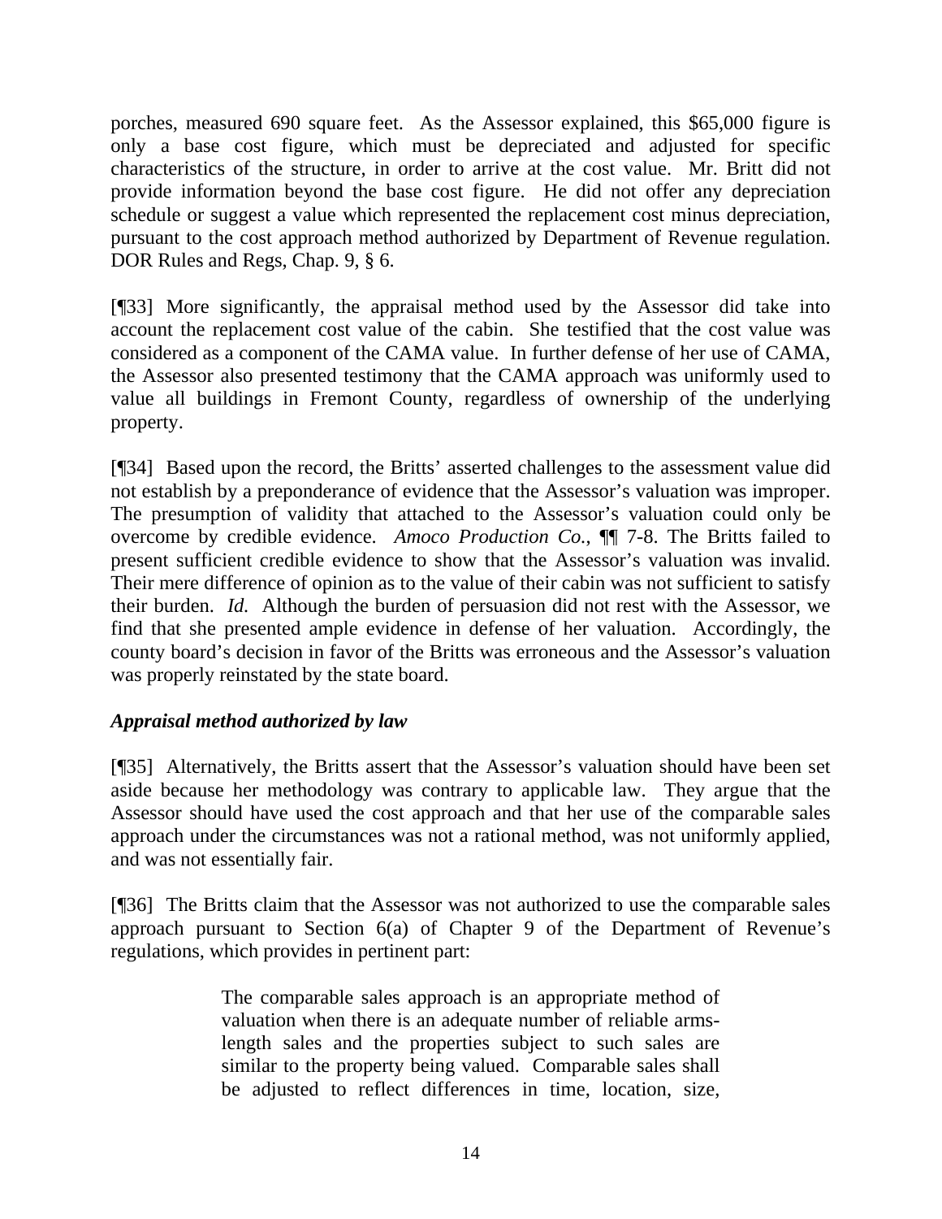porches, measured 690 square feet. As the Assessor explained, this $65,000 figure is only a base cost figure, which must be depreciated and adjusted for specific characteristics of the structure, in order to arrive at the cost value. Mr. Britt did not provide information beyond the base cost figure. He did not offer any depreciation schedule or suggest a value which represented the replacement cost minus depreciation, pursuant to the cost approach method authorized by Department of Revenue regulation. DOR Rules and Regs, Chap. 9, § 6.

[¶33] More significantly, the appraisal method used by the Assessor did take into account the replacement cost value of the cabin. She testified that the cost value was considered as a component of the CAMA value. In further defense of her use of CAMA, the Assessor also presented testimony that the CAMA approach was uniformly used to value all buildings in Fremont County, regardless of ownership of the underlying property.

[¶34] Based upon the record, the Britts' asserted challenges to the assessment value did not establish by a preponderance of evidence that the Assessor's valuation was improper. The presumption of validity that attached to the Assessor's valuation could only be overcome by credible evidence. *Amoco Production Co.*, ¶¶ 7-8. The Britts failed to present sufficient credible evidence to show that the Assessor's valuation was invalid. Their mere difference of opinion as to the value of their cabin was not sufficient to satisfy their burden. *Id.* Although the burden of persuasion did not rest with the Assessor, we find that she presented ample evidence in defense of her valuation. Accordingly, the county board's decision in favor of the Britts was erroneous and the Assessor's valuation was properly reinstated by the state board.

### *Appraisal method authorized by law*

[¶35] Alternatively, the Britts assert that the Assessor's valuation should have been set aside because her methodology was contrary to applicable law. They argue that the Assessor should have used the cost approach and that her use of the comparable sales approach under the circumstances was not a rational method, was not uniformly applied, and was not essentially fair.

[¶36] The Britts claim that the Assessor was not authorized to use the comparable sales approach pursuant to Section 6(a) of Chapter 9 of the Department of Revenue's regulations, which provides in pertinent part:

> The comparable sales approach is an appropriate method of valuation when there is an adequate number of reliable arms-length sales and the properties subject to such sales are similar to the property being valued. Comparable sales shall be adjusted to reflect differences in time, location, size,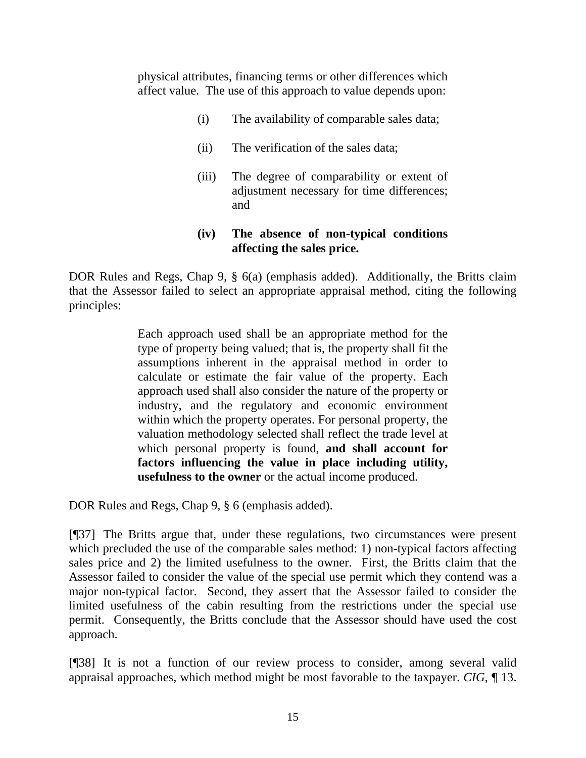> physical attributes, financing terms or other differences which affect value. The use of this approach to value depends upon:
>
> (i) The availability of comparable sales data;
>
> (ii) The verification of the sales data;
>
> (iii) The degree of comparability or extent of adjustment necessary for time differences; and
>
> **(iv) The absence of non-typical conditions affecting the sales price.**

DOR Rules and Regs, Chap 9, § 6(a) (emphasis added). Additionally, the Britts claim that the Assessor failed to select an appropriate appraisal method, citing the following principles:

> Each approach used shall be an appropriate method for the type of property being valued; that is, the property shall fit the assumptions inherent in the appraisal method in order to calculate or estimate the fair value of the property. Each approach used shall also consider the nature of the property or industry, and the regulatory and economic environment within which the property operates. For personal property, the valuation methodology selected shall reflect the trade level at which personal property is found, **and shall account for factors influencing the value in place including utility, usefulness to the owner** or the actual income produced.

DOR Rules and Regs, Chap 9, § 6 (emphasis added).

[¶37] The Britts argue that, under these regulations, two circumstances were present which precluded the use of the comparable sales method: 1) non-typical factors affecting sales price and 2) the limited usefulness to the owner. First, the Britts claim that the Assessor failed to consider the value of the special use permit which they contend was a major non-typical factor. Second, they assert that the Assessor failed to consider the limited usefulness of the cabin resulting from the restrictions under the special use permit. Consequently, the Britts conclude that the Assessor should have used the cost approach.

[¶38] It is not a function of our review process to consider, among several valid appraisal approaches, which method might be most favorable to the taxpayer. *CIG*, ¶ 13.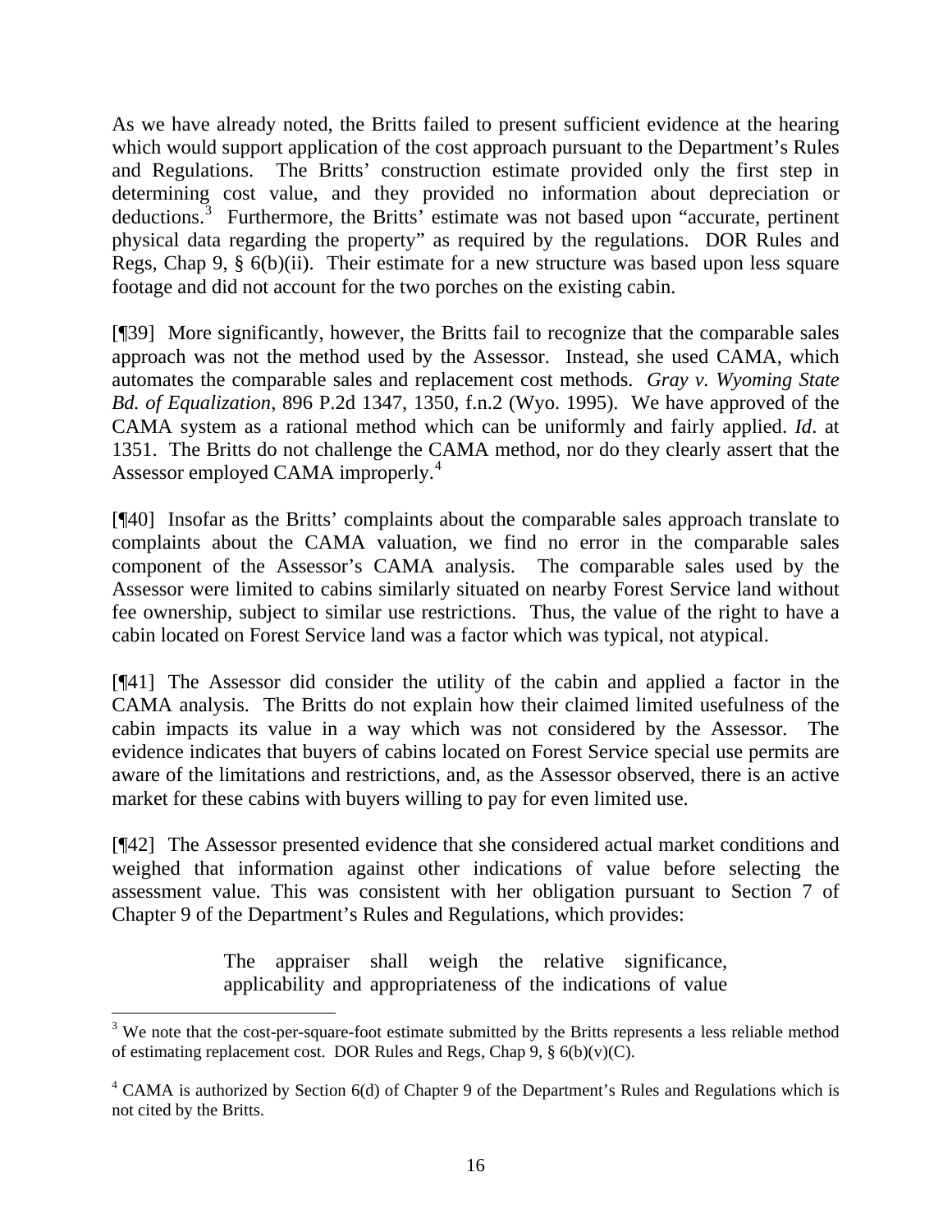As we have already noted, the Britts failed to present sufficient evidence at the hearing which would support application of the cost approach pursuant to the Department's Rules and Regulations. The Britts' construction estimate provided only the first step in determining cost value, and they provided no information about depreciation or deductions.[3] Furthermore, the Britts' estimate was not based upon "accurate, pertinent physical data regarding the property" as required by the regulations. DOR Rules and Regs, Chap 9, § 6(b)(ii). Their estimate for a new structure was based upon less square footage and did not account for the two porches on the existing cabin.

[¶39] More significantly, however, the Britts fail to recognize that the comparable sales approach was not the method used by the Assessor. Instead, she used CAMA, which automates the comparable sales and replacement cost methods. *Gray v. Wyoming State Bd. of Equalization*, 896 P.2d 1347, 1350, f.n.2 (Wyo. 1995). We have approved of the CAMA system as a rational method which can be uniformly and fairly applied. *Id*. at 1351. The Britts do not challenge the CAMA method, nor do they clearly assert that the Assessor employed CAMA improperly.[4]

[¶40] Insofar as the Britts' complaints about the comparable sales approach translate to complaints about the CAMA valuation, we find no error in the comparable sales component of the Assessor's CAMA analysis. The comparable sales used by the Assessor were limited to cabins similarly situated on nearby Forest Service land without fee ownership, subject to similar use restrictions. Thus, the value of the right to have a cabin located on Forest Service land was a factor which was typical, not atypical.

[¶41] The Assessor did consider the utility of the cabin and applied a factor in the CAMA analysis. The Britts do not explain how their claimed limited usefulness of the cabin impacts its value in a way which was not considered by the Assessor. The evidence indicates that buyers of cabins located on Forest Service special use permits are aware of the limitations and restrictions, and, as the Assessor observed, there is an active market for these cabins with buyers willing to pay for even limited use.

[¶42] The Assessor presented evidence that she considered actual market conditions and weighed that information against other indications of value before selecting the assessment value. This was consistent with her obligation pursuant to Section 7 of Chapter 9 of the Department's Rules and Regulations, which provides:

> The appraiser shall weigh the relative significance, applicability and appropriateness of the indications of value

---

[3] We note that the cost-per-square-foot estimate submitted by the Britts represents a less reliable method of estimating replacement cost. DOR Rules and Regs, Chap 9, § 6(b)(v)(C).

[4] CAMA is authorized by Section 6(d) of Chapter 9 of the Department's Rules and Regulations which is not cited by the Britts.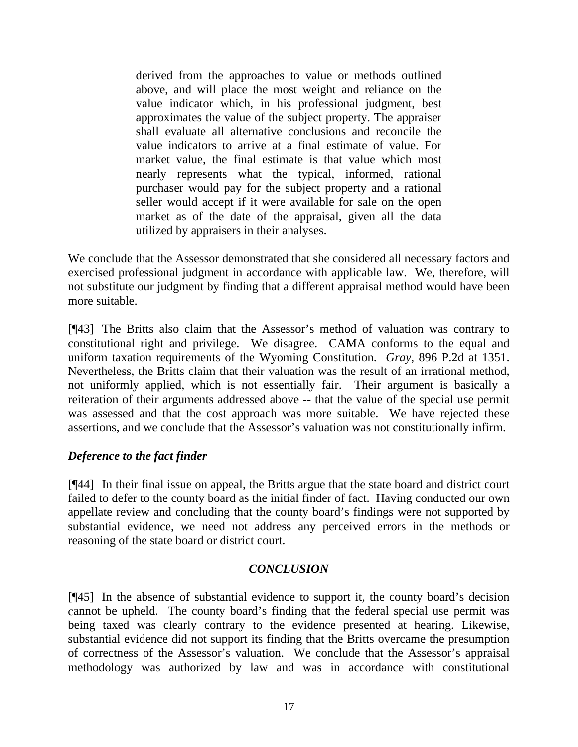> derived from the approaches to value or methods outlined above, and will place the most weight and reliance on the value indicator which, in his professional judgment, best approximates the value of the subject property. The appraiser shall evaluate all alternative conclusions and reconcile the value indicators to arrive at a final estimate of value. For market value, the final estimate is that value which most nearly represents what the typical, informed, rational purchaser would pay for the subject property and a rational seller would accept if it were available for sale on the open market as of the date of the appraisal, given all the data utilized by appraisers in their analyses.

We conclude that the Assessor demonstrated that she considered all necessary factors and exercised professional judgment in accordance with applicable law. We, therefore, will not substitute our judgment by finding that a different appraisal method would have been more suitable.

[¶43] The Britts also claim that the Assessor's method of valuation was contrary to constitutional right and privilege. We disagree. CAMA conforms to the equal and uniform taxation requirements of the Wyoming Constitution. *Gray*, 896 P.2d at 1351. Nevertheless, the Britts claim that their valuation was the result of an irrational method, not uniformly applied, which is not essentially fair. Their argument is basically a reiteration of their arguments addressed above -- that the value of the special use permit was assessed and that the cost approach was more suitable. We have rejected these assertions, and we conclude that the Assessor's valuation was not constitutionally infirm.

### *Deference to the fact finder*

[¶44] In their final issue on appeal, the Britts argue that the state board and district court failed to defer to the county board as the initial finder of fact. Having conducted our own appellate review and concluding that the county board's findings were not supported by substantial evidence, we need not address any perceived errors in the methods or reasoning of the state board or district court.

## *CONCLUSION*

[¶45] In the absence of substantial evidence to support it, the county board's decision cannot be upheld. The county board's finding that the federal special use permit was being taxed was clearly contrary to the evidence presented at hearing. Likewise, substantial evidence did not support its finding that the Britts overcame the presumption of correctness of the Assessor's valuation. We conclude that the Assessor's appraisal methodology was authorized by law and was in accordance with constitutional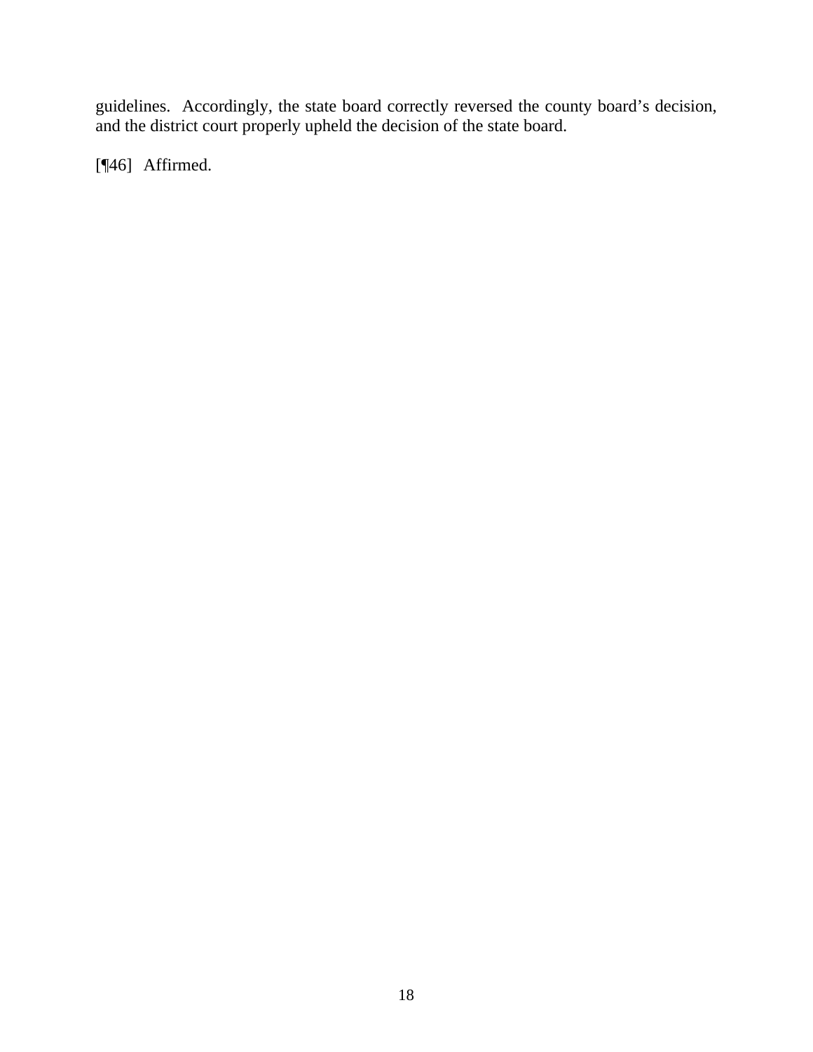guidelines. Accordingly, the state board correctly reversed the county board's decision, and the district court properly upheld the decision of the state board.

[¶46] Affirmed.